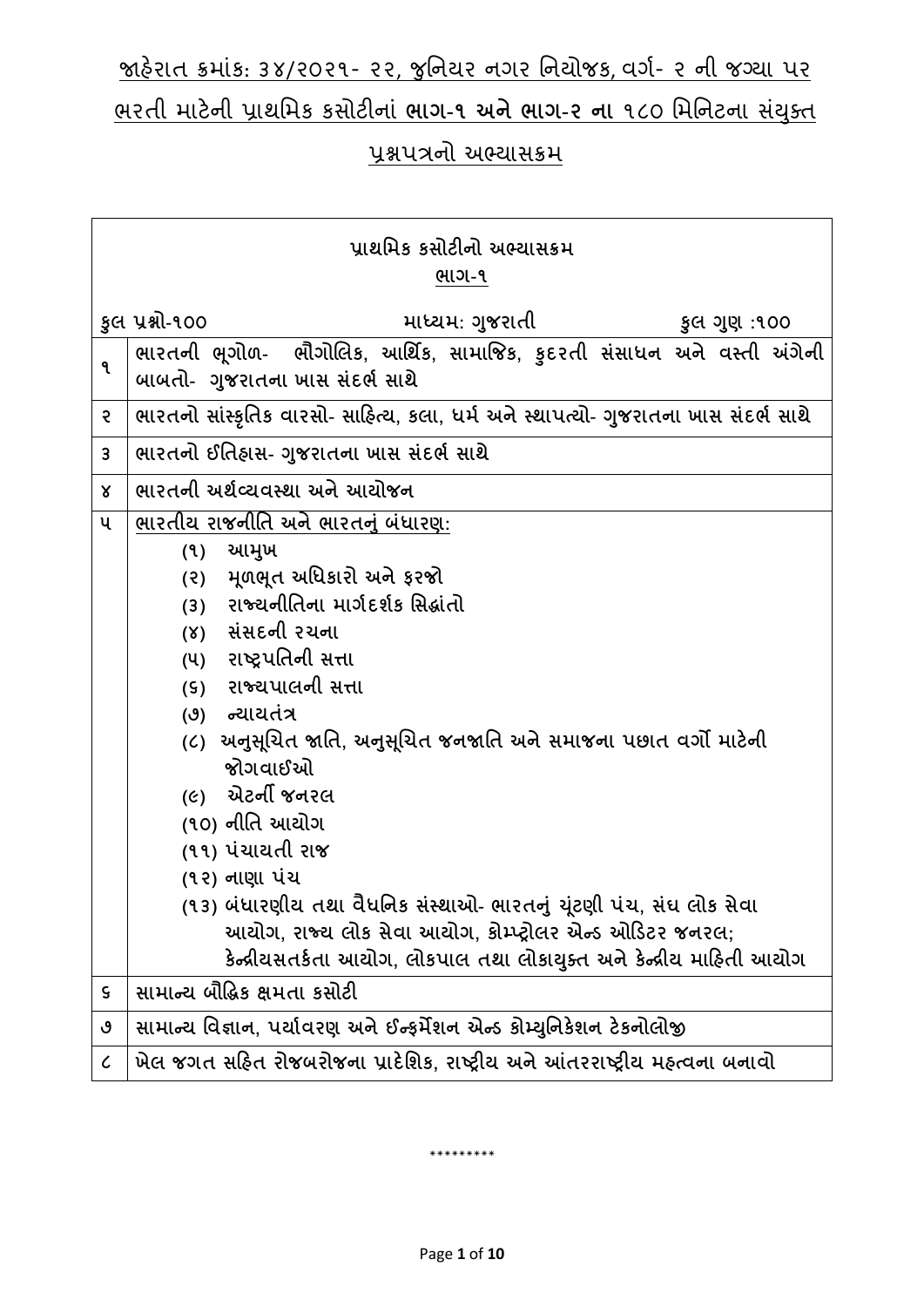# જાહેરાત ક્રમાંક: ૩૪/૨૦૨૧- ૨૨, જુનિયર નગર નિયોજક, વર્ગ- ૨ ની જગ્યા પર ભરતી માટેની પ્રાથમિક કસોટીનાં ભાગ-૧ અને ભાગ-૨ ના ૧૮૦ મિનિટના સંયુક્ત પ્રશ્નપત્રનો અભ્યાસક્રમ

## પ્રાથમિક કસોટીનો અભ્યાસક્રમ

### ભાગ-૧

કુલ પ્રશ્નો-૧૦૦ | માધ્યમ: ગુજરાતી | કુલ ગુણ :૧૦૦

| | |
|---|---|
| ૧ | ભારતની ભૂગોળ- ભૌગોલિક, આર્થિક, સામાજિક, કુદરતી સંસાધન અને વસ્તી અંગેની બાબતો- ગુજરાતના ખાસ સંદર્ભ સાથે |
| ૨ | ભારતનો સાંસ્કૃતિક વારસો- સાહિત્ય, કલા, ધર્મ અને સ્થાપત્યો- ગુજરાતના ખાસ સંદર્ભ સાથે |
| ૩ | ભારતનો ઈતિહાસ- ગુજરાતના ખાસ સંદર્ભ સાથે |
| ૪ | ભારતની અર્થવ્યવસ્થા અને આયોજન |
| ૫ | ભારતીય રાજનીતિ અને ભારતનું બંધારણ:<br>(૧) આમુખ<br>(૨) મૂળભૂત અધિકારો અને ફરજો<br>(૩) રાજ્યનીતિના માર્ગદર્શક સિદ્ધાંતો<br>(૪) સંસદની રચના<br>(૫) રાષ્ટ્રપતિની સત્તા<br>(૬) રાજ્યપાલની સત્તા<br>(૭) ન્યાયતંત્ર<br>(૮) અનુસૂચિત જાતિ, અનુસૂચિત જનજાતિ અને સમાજના પછાત વર્ગો માટેની જોગવાઈઓ<br>(૯) એટર્ની જનરલ<br>(૧૦) નીતિ આયોગ<br>(૧૧) પંચાયતી રાજ<br>(૧૨) નાણા પંચ<br>(૧૩) બંધારણીય તથા વૈધનિક સંસ્થાઓ- ભારતનું ચૂંટણી પંચ, સંઘ લોક સેવા આયોગ, રાજ્ય લોક સેવા આયોગ, કોમ્પ્ટ્રોલર એન્ડ ઓડિટર જનરલ; કેન્દ્રીયસતર્કતા આયોગ, લોકપાલ તથા લોકાયુક્ત અને કેન્દ્રીય માહિતી આયોગ |
| ૬ | સામાન્ય બૌદ્ધિક ક્ષમતા કસોટી |
| ૭ | સામાન્ય વિજ્ઞાન, પર્યાવરણ અને ઈન્ફર્મેશન એન્ડ કોમ્યુનિકેશન ટેકનોલોજી |
| ૮ | ખેલ જગત સહિત રોજબરોજના પ્રાદેશિક, રાષ્ટ્રીય અને આંતરરાષ્ટ્રીય મહત્વના બનાવો |

*********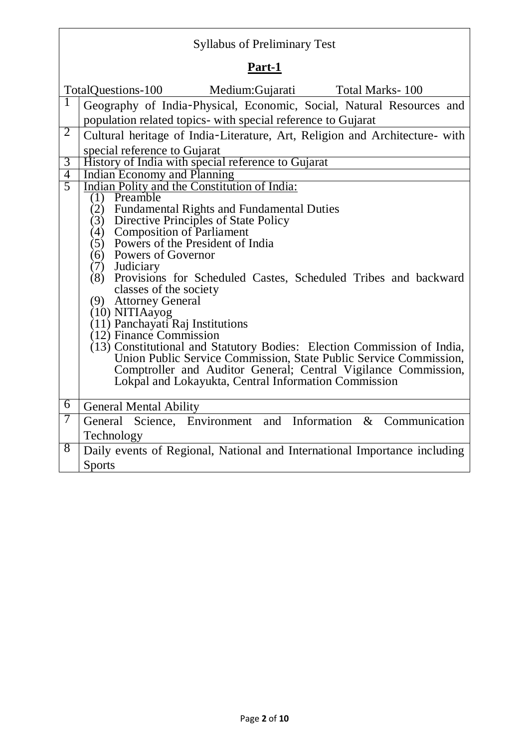Syllabus of Preliminary Test

## Part-1

TotalQuestions-100 Medium:Gujarati Total Marks- 100

| | |
|---|---|
| 1 | Geography of India-Physical, Economic, Social, Natural Resources and population related topics- with special reference to Gujarat |
| 2 | Cultural heritage of India-Literature, Art, Religion and Architecture- with special reference to Gujarat |
| 3 | History of India with special reference to Gujarat |
| 4 | Indian Economy and Planning |
| 5 | Indian Polity and the Constitution of India:<br>(1) Preamble<br>(2) Fundamental Rights and Fundamental Duties<br>(3) Directive Principles of State Policy<br>(4) Composition of Parliament<br>(5) Powers of the President of India<br>(6) Powers of Governor<br>(7) Judiciary<br>(8) Provisions for Scheduled Castes, Scheduled Tribes and backward classes of the society<br>(9) Attorney General<br>(10) NITIAayog<br>(11) Panchayati Raj Institutions<br>(12) Finance Commission<br>(13) Constitutional and Statutory Bodies: Election Commission of India, Union Public Service Commission, State Public Service Commission, Comptroller and Auditor General; Central Vigilance Commission, Lokpal and Lokayukta, Central Information Commission |
| 6 | General Mental Ability |
| 7 | General Science, Environment and Information & Communication Technology |
| 8 | Daily events of Regional, National and International Importance including Sports |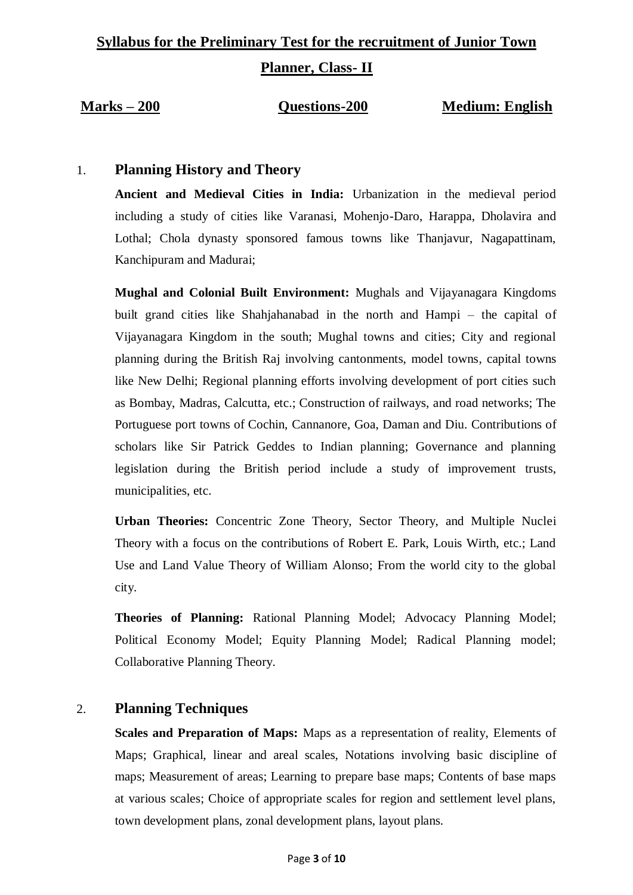# Syllabus for the Preliminary Test for the recruitment of Junior Town Planner, Class- II

**Marks – 200** **Questions-200** **Medium: English**

## 1. Planning History and Theory

**Ancient and Medieval Cities in India:** Urbanization in the medieval period including a study of cities like Varanasi, Mohenjo-Daro, Harappa, Dholavira and Lothal; Chola dynasty sponsored famous towns like Thanjavur, Nagapattinam, Kanchipuram and Madurai;

**Mughal and Colonial Built Environment:** Mughals and Vijayanagara Kingdoms built grand cities like Shahjahanabad in the north and Hampi – the capital of Vijayanagara Kingdom in the south; Mughal towns and cities; City and regional planning during the British Raj involving cantonments, model towns, capital towns like New Delhi; Regional planning efforts involving development of port cities such as Bombay, Madras, Calcutta, etc.; Construction of railways, and road networks; The Portuguese port towns of Cochin, Cannanore, Goa, Daman and Diu. Contributions of scholars like Sir Patrick Geddes to Indian planning; Governance and planning legislation during the British period include a study of improvement trusts, municipalities, etc.

**Urban Theories:** Concentric Zone Theory, Sector Theory, and Multiple Nuclei Theory with a focus on the contributions of Robert E. Park, Louis Wirth, etc.; Land Use and Land Value Theory of William Alonso; From the world city to the global city.

**Theories of Planning:** Rational Planning Model; Advocacy Planning Model; Political Economy Model; Equity Planning Model; Radical Planning model; Collaborative Planning Theory.

## 2. Planning Techniques

**Scales and Preparation of Maps:** Maps as a representation of reality, Elements of Maps; Graphical, linear and areal scales, Notations involving basic discipline of maps; Measurement of areas; Learning to prepare base maps; Contents of base maps at various scales; Choice of appropriate scales for region and settlement level plans, town development plans, zonal development plans, layout plans.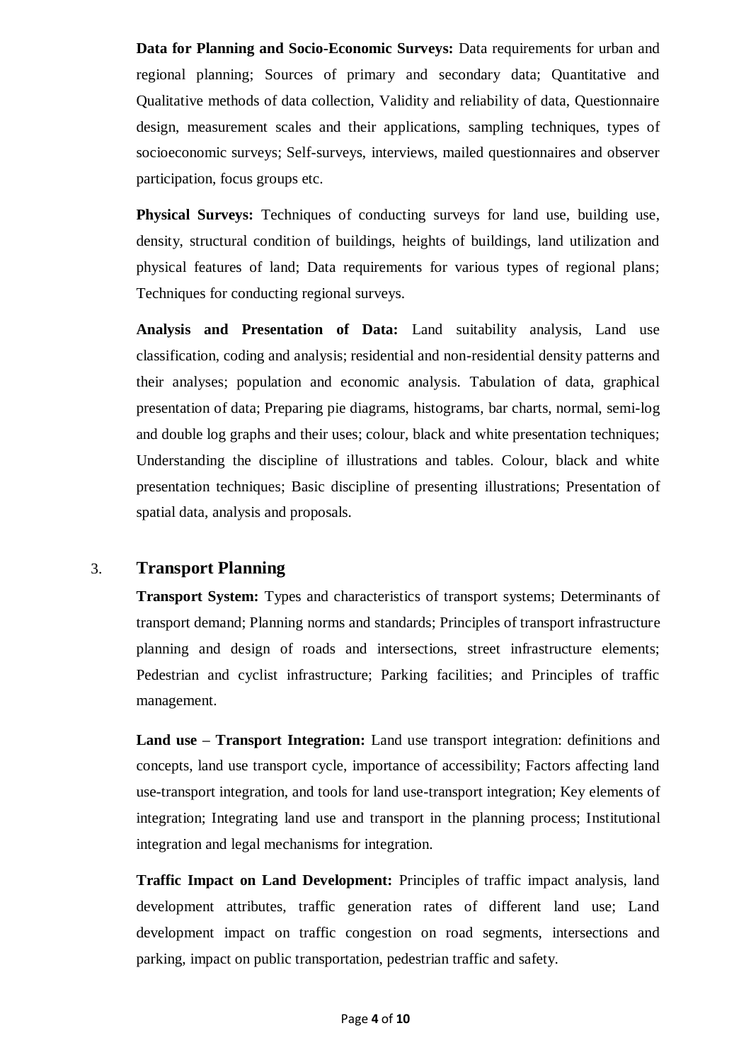**Data for Planning and Socio-Economic Surveys:** Data requirements for urban and regional planning; Sources of primary and secondary data; Quantitative and Qualitative methods of data collection, Validity and reliability of data, Questionnaire design, measurement scales and their applications, sampling techniques, types of socioeconomic surveys; Self-surveys, interviews, mailed questionnaires and observer participation, focus groups etc.

**Physical Surveys:** Techniques of conducting surveys for land use, building use, density, structural condition of buildings, heights of buildings, land utilization and physical features of land; Data requirements for various types of regional plans; Techniques for conducting regional surveys.

**Analysis and Presentation of Data:** Land suitability analysis, Land use classification, coding and analysis; residential and non-residential density patterns and their analyses; population and economic analysis. Tabulation of data, graphical presentation of data; Preparing pie diagrams, histograms, bar charts, normal, semi-log and double log graphs and their uses; colour, black and white presentation techniques; Understanding the discipline of illustrations and tables. Colour, black and white presentation techniques; Basic discipline of presenting illustrations; Presentation of spatial data, analysis and proposals.

## 3. Transport Planning

**Transport System:** Types and characteristics of transport systems; Determinants of transport demand; Planning norms and standards; Principles of transport infrastructure planning and design of roads and intersections, street infrastructure elements; Pedestrian and cyclist infrastructure; Parking facilities; and Principles of traffic management.

**Land use – Transport Integration:** Land use transport integration: definitions and concepts, land use transport cycle, importance of accessibility; Factors affecting land use-transport integration, and tools for land use-transport integration; Key elements of integration; Integrating land use and transport in the planning process; Institutional integration and legal mechanisms for integration.

**Traffic Impact on Land Development:** Principles of traffic impact analysis, land development attributes, traffic generation rates of different land use; Land development impact on traffic congestion on road segments, intersections and parking, impact on public transportation, pedestrian traffic and safety.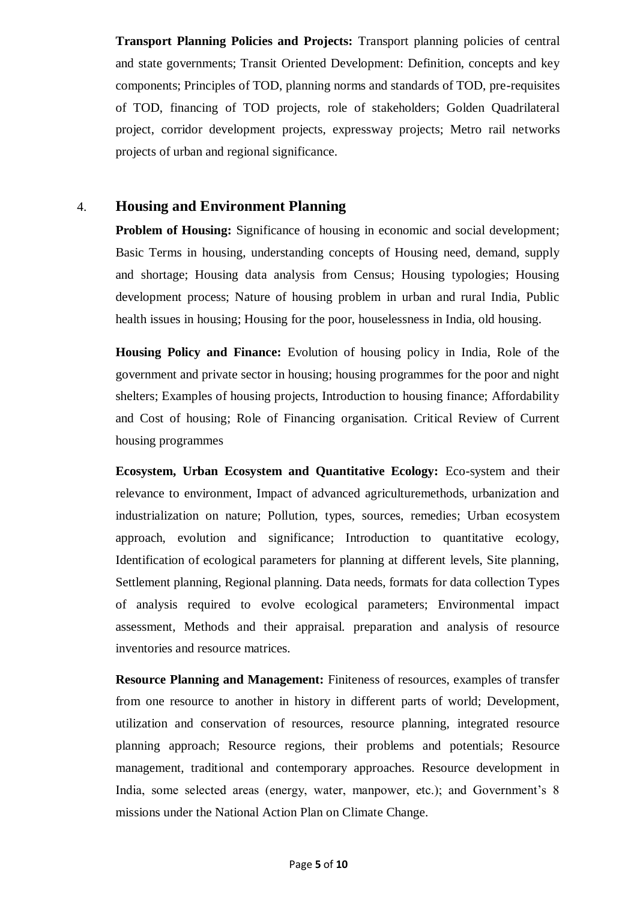**Transport Planning Policies and Projects:** Transport planning policies of central and state governments; Transit Oriented Development: Definition, concepts and key components; Principles of TOD, planning norms and standards of TOD, pre-requisites of TOD, financing of TOD projects, role of stakeholders; Golden Quadrilateral project, corridor development projects, expressway projects; Metro rail networks projects of urban and regional significance.

## 4. Housing and Environment Planning

**Problem of Housing:** Significance of housing in economic and social development; Basic Terms in housing, understanding concepts of Housing need, demand, supply and shortage; Housing data analysis from Census; Housing typologies; Housing development process; Nature of housing problem in urban and rural India, Public health issues in housing; Housing for the poor, houselessness in India, old housing.

**Housing Policy and Finance:** Evolution of housing policy in India, Role of the government and private sector in housing; housing programmes for the poor and night shelters; Examples of housing projects, Introduction to housing finance; Affordability and Cost of housing; Role of Financing organisation. Critical Review of Current housing programmes

**Ecosystem, Urban Ecosystem and Quantitative Ecology:** Eco-system and their relevance to environment, Impact of advanced agriculturemethods, urbanization and industrialization on nature; Pollution, types, sources, remedies; Urban ecosystem approach, evolution and significance; Introduction to quantitative ecology, Identification of ecological parameters for planning at different levels, Site planning, Settlement planning, Regional planning. Data needs, formats for data collection Types of analysis required to evolve ecological parameters; Environmental impact assessment, Methods and their appraisal. preparation and analysis of resource inventories and resource matrices.

**Resource Planning and Management:** Finiteness of resources, examples of transfer from one resource to another in history in different parts of world; Development, utilization and conservation of resources, resource planning, integrated resource planning approach; Resource regions, their problems and potentials; Resource management, traditional and contemporary approaches. Resource development in India, some selected areas (energy, water, manpower, etc.); and Government's 8 missions under the National Action Plan on Climate Change.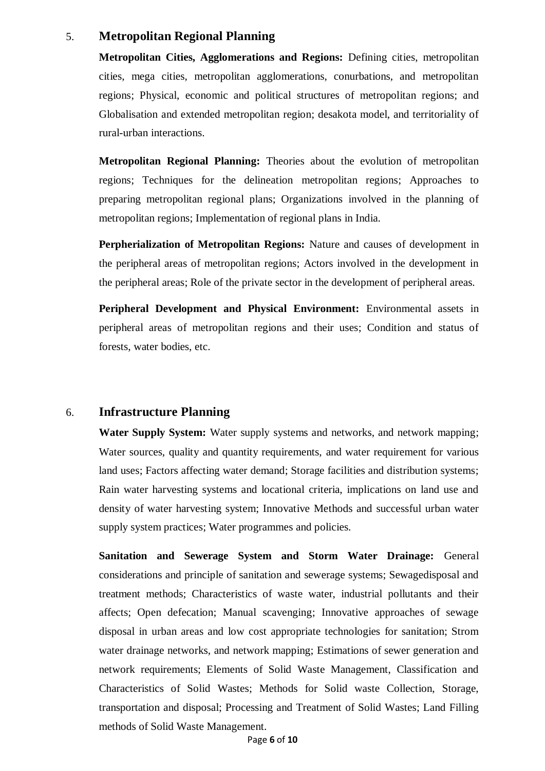## 5. Metropolitan Regional Planning

**Metropolitan Cities, Agglomerations and Regions:** Defining cities, metropolitan cities, mega cities, metropolitan agglomerations, conurbations, and metropolitan regions; Physical, economic and political structures of metropolitan regions; and Globalisation and extended metropolitan region; desakota model, and territoriality of rural-urban interactions.

**Metropolitan Regional Planning:** Theories about the evolution of metropolitan regions; Techniques for the delineation metropolitan regions; Approaches to preparing metropolitan regional plans; Organizations involved in the planning of metropolitan regions; Implementation of regional plans in India.

**Perpherialization of Metropolitan Regions:** Nature and causes of development in the peripheral areas of metropolitan regions; Actors involved in the development in the peripheral areas; Role of the private sector in the development of peripheral areas.

**Peripheral Development and Physical Environment:** Environmental assets in peripheral areas of metropolitan regions and their uses; Condition and status of forests, water bodies, etc.

## 6. Infrastructure Planning

**Water Supply System:** Water supply systems and networks, and network mapping; Water sources, quality and quantity requirements, and water requirement for various land uses; Factors affecting water demand; Storage facilities and distribution systems; Rain water harvesting systems and locational criteria, implications on land use and density of water harvesting system; Innovative Methods and successful urban water supply system practices; Water programmes and policies.

**Sanitation and Sewerage System and Storm Water Drainage:** General considerations and principle of sanitation and sewerage systems; Sewagedisposal and treatment methods; Characteristics of waste water, industrial pollutants and their affects; Open defecation; Manual scavenging; Innovative approaches of sewage disposal in urban areas and low cost appropriate technologies for sanitation; Strom water drainage networks, and network mapping; Estimations of sewer generation and network requirements; Elements of Solid Waste Management, Classification and Characteristics of Solid Wastes; Methods for Solid waste Collection, Storage, transportation and disposal; Processing and Treatment of Solid Wastes; Land Filling methods of Solid Waste Management.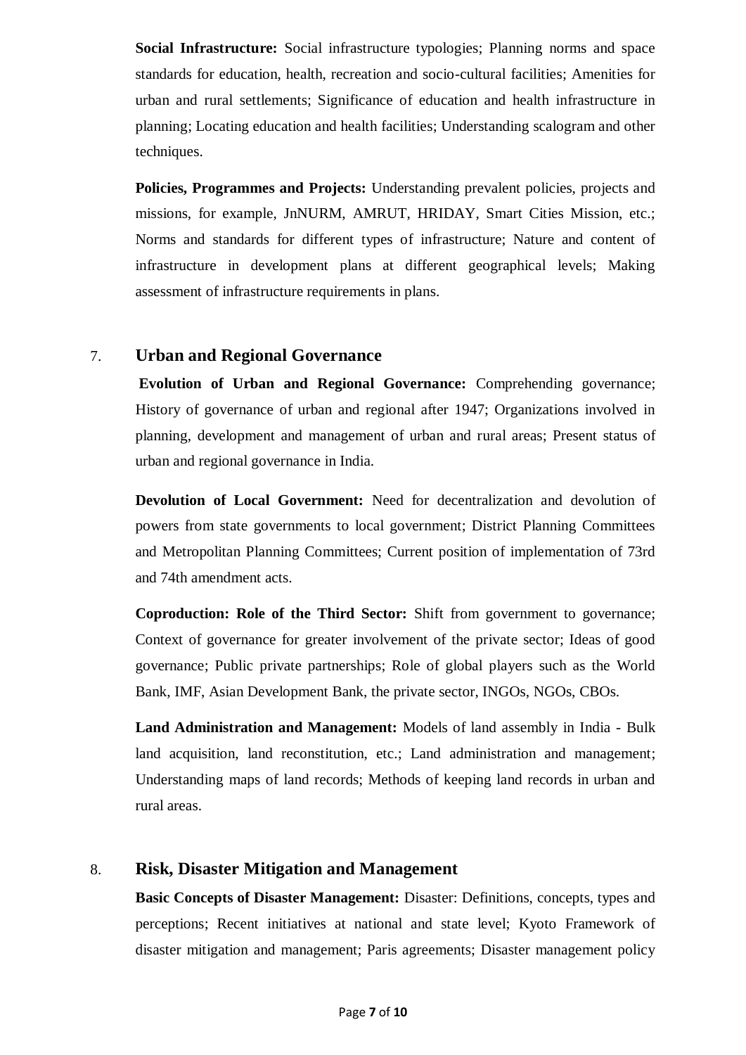**Social Infrastructure:** Social infrastructure typologies; Planning norms and space standards for education, health, recreation and socio-cultural facilities; Amenities for urban and rural settlements; Significance of education and health infrastructure in planning; Locating education and health facilities; Understanding scalogram and other techniques.

**Policies, Programmes and Projects:** Understanding prevalent policies, projects and missions, for example, JnNURM, AMRUT, HRIDAY, Smart Cities Mission, etc.; Norms and standards for different types of infrastructure; Nature and content of infrastructure in development plans at different geographical levels; Making assessment of infrastructure requirements in plans.

## 7. Urban and Regional Governance

**Evolution of Urban and Regional Governance:** Comprehending governance; History of governance of urban and regional after 1947; Organizations involved in planning, development and management of urban and rural areas; Present status of urban and regional governance in India.

**Devolution of Local Government:** Need for decentralization and devolution of powers from state governments to local government; District Planning Committees and Metropolitan Planning Committees; Current position of implementation of 73rd and 74th amendment acts.

**Coproduction: Role of the Third Sector:** Shift from government to governance; Context of governance for greater involvement of the private sector; Ideas of good governance; Public private partnerships; Role of global players such as the World Bank, IMF, Asian Development Bank, the private sector, INGOs, NGOs, CBOs.

**Land Administration and Management:** Models of land assembly in India - Bulk land acquisition, land reconstitution, etc.; Land administration and management; Understanding maps of land records; Methods of keeping land records in urban and rural areas.

## 8. Risk, Disaster Mitigation and Management

**Basic Concepts of Disaster Management:** Disaster: Definitions, concepts, types and perceptions; Recent initiatives at national and state level; Kyoto Framework of disaster mitigation and management; Paris agreements; Disaster management policy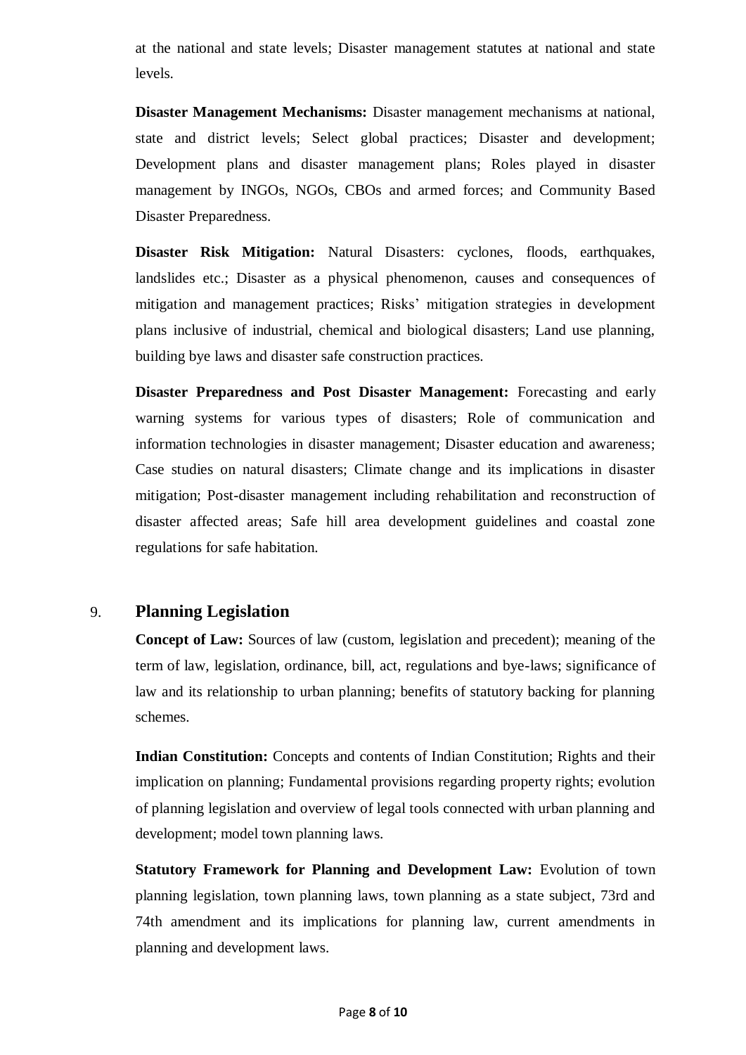at the national and state levels; Disaster management statutes at national and state levels.

**Disaster Management Mechanisms:** Disaster management mechanisms at national, state and district levels; Select global practices; Disaster and development; Development plans and disaster management plans; Roles played in disaster management by INGOs, NGOs, CBOs and armed forces; and Community Based Disaster Preparedness.

**Disaster Risk Mitigation:** Natural Disasters: cyclones, floods, earthquakes, landslides etc.; Disaster as a physical phenomenon, causes and consequences of mitigation and management practices; Risks' mitigation strategies in development plans inclusive of industrial, chemical and biological disasters; Land use planning, building bye laws and disaster safe construction practices.

**Disaster Preparedness and Post Disaster Management:** Forecasting and early warning systems for various types of disasters; Role of communication and information technologies in disaster management; Disaster education and awareness; Case studies on natural disasters; Climate change and its implications in disaster mitigation; Post-disaster management including rehabilitation and reconstruction of disaster affected areas; Safe hill area development guidelines and coastal zone regulations for safe habitation.

## 9. Planning Legislation

**Concept of Law:** Sources of law (custom, legislation and precedent); meaning of the term of law, legislation, ordinance, bill, act, regulations and bye-laws; significance of law and its relationship to urban planning; benefits of statutory backing for planning schemes.

**Indian Constitution:** Concepts and contents of Indian Constitution; Rights and their implication on planning; Fundamental provisions regarding property rights; evolution of planning legislation and overview of legal tools connected with urban planning and development; model town planning laws.

**Statutory Framework for Planning and Development Law:** Evolution of town planning legislation, town planning laws, town planning as a state subject, 73rd and 74th amendment and its implications for planning law, current amendments in planning and development laws.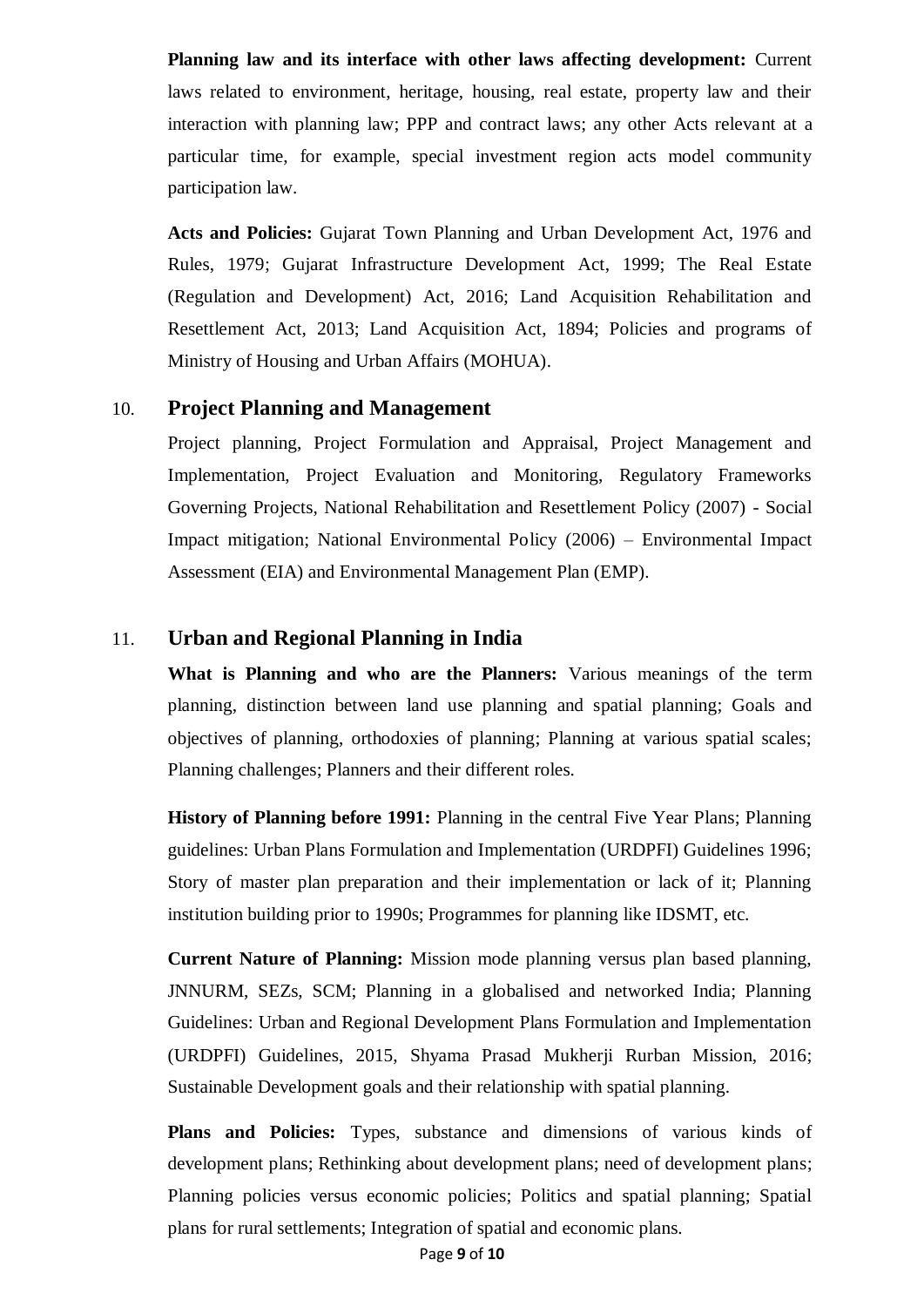**Planning law and its interface with other laws affecting development:** Current laws related to environment, heritage, housing, real estate, property law and their interaction with planning law; PPP and contract laws; any other Acts relevant at a particular time, for example, special investment region acts model community participation law.

**Acts and Policies:** Gujarat Town Planning and Urban Development Act, 1976 and Rules, 1979; Gujarat Infrastructure Development Act, 1999; The Real Estate (Regulation and Development) Act, 2016; Land Acquisition Rehabilitation and Resettlement Act, 2013; Land Acquisition Act, 1894; Policies and programs of Ministry of Housing and Urban Affairs (MOHUA).

## 10. Project Planning and Management

Project planning, Project Formulation and Appraisal, Project Management and Implementation, Project Evaluation and Monitoring, Regulatory Frameworks Governing Projects, National Rehabilitation and Resettlement Policy (2007) - Social Impact mitigation; National Environmental Policy (2006) – Environmental Impact Assessment (EIA) and Environmental Management Plan (EMP).

## 11. Urban and Regional Planning in India

**What is Planning and who are the Planners:** Various meanings of the term planning, distinction between land use planning and spatial planning; Goals and objectives of planning, orthodoxies of planning; Planning at various spatial scales; Planning challenges; Planners and their different roles.

**History of Planning before 1991:** Planning in the central Five Year Plans; Planning guidelines: Urban Plans Formulation and Implementation (URDPFI) Guidelines 1996; Story of master plan preparation and their implementation or lack of it; Planning institution building prior to 1990s; Programmes for planning like IDSMT, etc.

**Current Nature of Planning:** Mission mode planning versus plan based planning, JNNURM, SEZs, SCM; Planning in a globalised and networked India; Planning Guidelines: Urban and Regional Development Plans Formulation and Implementation (URDPFI) Guidelines, 2015, Shyama Prasad Mukherji Rurban Mission, 2016; Sustainable Development goals and their relationship with spatial planning.

**Plans and Policies:** Types, substance and dimensions of various kinds of development plans; Rethinking about development plans; need of development plans; Planning policies versus economic policies; Politics and spatial planning; Spatial plans for rural settlements; Integration of spatial and economic plans.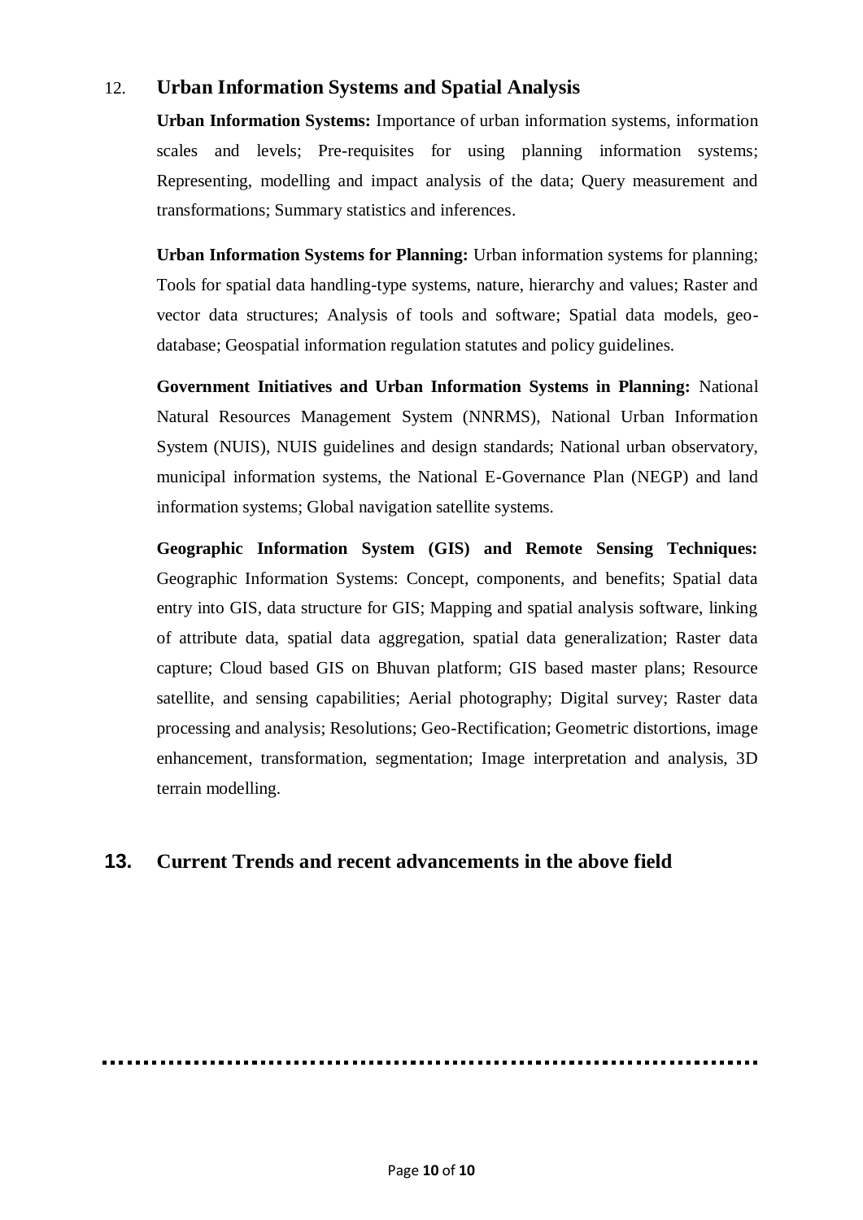## 12. Urban Information Systems and Spatial Analysis

**Urban Information Systems:** Importance of urban information systems, information scales and levels; Pre-requisites for using planning information systems; Representing, modelling and impact analysis of the data; Query measurement and transformations; Summary statistics and inferences.

**Urban Information Systems for Planning:** Urban information systems for planning; Tools for spatial data handling-type systems, nature, hierarchy and values; Raster and vector data structures; Analysis of tools and software; Spatial data models, geo-database; Geospatial information regulation statutes and policy guidelines.

**Government Initiatives and Urban Information Systems in Planning:** National Natural Resources Management System (NNRMS), National Urban Information System (NUIS), NUIS guidelines and design standards; National urban observatory, municipal information systems, the National E-Governance Plan (NEGP) and land information systems; Global navigation satellite systems.

**Geographic Information System (GIS) and Remote Sensing Techniques:** Geographic Information Systems: Concept, components, and benefits; Spatial data entry into GIS, data structure for GIS; Mapping and spatial analysis software, linking of attribute data, spatial data aggregation, spatial data generalization; Raster data capture; Cloud based GIS on Bhuvan platform; GIS based master plans; Resource satellite, and sensing capabilities; Aerial photography; Digital survey; Raster data processing and analysis; Resolutions; Geo-Rectification; Geometric distortions, image enhancement, transformation, segmentation; Image interpretation and analysis, 3D terrain modelling.

## 13. Current Trends and recent advancements in the above field

................................................................................